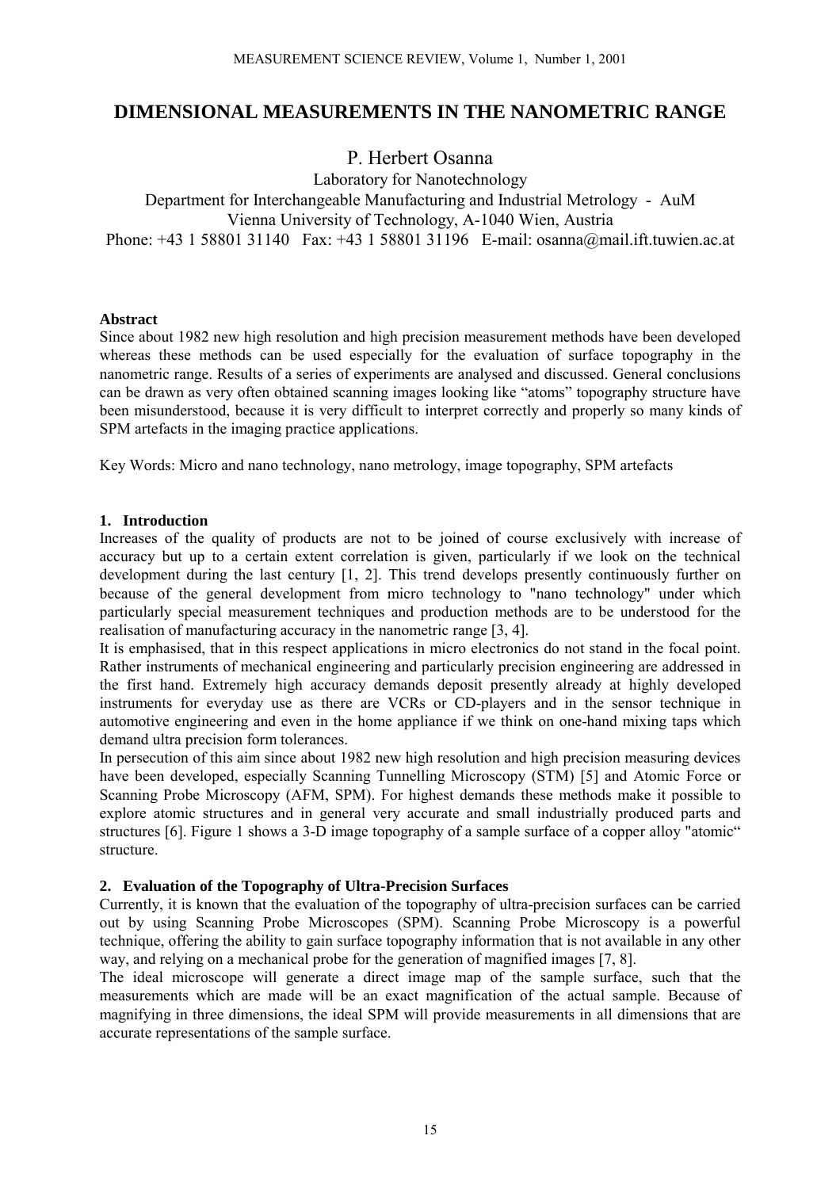# DIMENSIONAL MEASUREMENTS IN THE NANOMETRIC RANGE

P. Herbert Osanna

Laboratory for Nanotechnology
Department for Interchangeable Manufacturing and Industrial Metrology - AuM
Vienna University of Technology, A-1040 Wien, Austria
Phone: +43 1 58801 31140 Fax: +43 1 58801 31196 E-mail: osanna@mail.ift.tuwien.ac.at

**Abstract**

Since about 1982 new high resolution and high precision measurement methods have been developed whereas these methods can be used especially for the evaluation of surface topography in the nanometric range. Results of a series of experiments are analysed and discussed. General conclusions can be drawn as very often obtained scanning images looking like "atoms" topography structure have been misunderstood, because it is very difficult to interpret correctly and properly so many kinds of SPM artefacts in the imaging practice applications.

Key Words: Micro and nano technology, nano metrology, image topography, SPM artefacts

## 1. Introduction

Increases of the quality of products are not to be joined of course exclusively with increase of accuracy but up to a certain extent correlation is given, particularly if we look on the technical development during the last century [1, 2]. This trend develops presently continuously further on because of the general development from micro technology to "nano technology" under which particularly special measurement techniques and production methods are to be understood for the realisation of manufacturing accuracy in the nanometric range [3, 4].

It is emphasised, that in this respect applications in micro electronics do not stand in the focal point. Rather instruments of mechanical engineering and particularly precision engineering are addressed in the first hand. Extremely high accuracy demands deposit presently already at highly developed instruments for everyday use as there are VCRs or CD-players and in the sensor technique in automotive engineering and even in the home appliance if we think on one-hand mixing taps which demand ultra precision form tolerances.

In persecution of this aim since about 1982 new high resolution and high precision measuring devices have been developed, especially Scanning Tunnelling Microscopy (STM) [5] and Atomic Force or Scanning Probe Microscopy (AFM, SPM). For highest demands these methods make it possible to explore atomic structures and in general very accurate and small industrially produced parts and structures [6]. Figure 1 shows a 3-D image topography of a sample surface of a copper alloy "atomic" structure.

## 2. Evaluation of the Topography of Ultra-Precision Surfaces

Currently, it is known that the evaluation of the topography of ultra-precision surfaces can be carried out by using Scanning Probe Microscopes (SPM). Scanning Probe Microscopy is a powerful technique, offering the ability to gain surface topography information that is not available in any other way, and relying on a mechanical probe for the generation of magnified images [7, 8].

The ideal microscope will generate a direct image map of the sample surface, such that the measurements which are made will be an exact magnification of the actual sample. Because of magnifying in three dimensions, the ideal SPM will provide measurements in all dimensions that are accurate representations of the sample surface.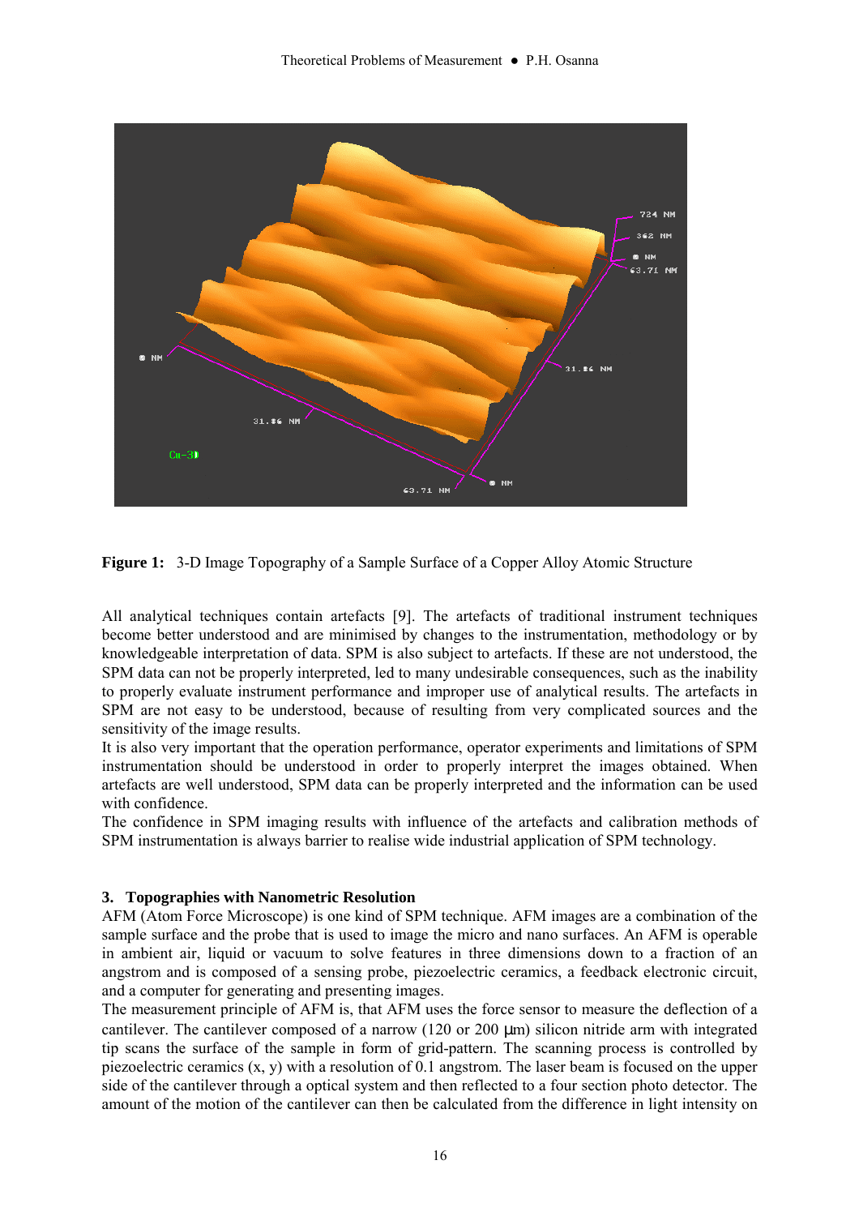**Figure 1:** 3-D Image Topography of a Sample Surface of a Copper Alloy Atomic Structure

All analytical techniques contain artefacts [9]. The artefacts of traditional instrument techniques become better understood and are minimised by changes to the instrumentation, methodology or by knowledgeable interpretation of data. SPM is also subject to artefacts. If these are not understood, the SPM data can not be properly interpreted, led to many undesirable consequences, such as the inability to properly evaluate instrument performance and improper use of analytical results. The artefacts in SPM are not easy to be understood, because of resulting from very complicated sources and the sensitivity of the image results.

It is also very important that the operation performance, operator experiments and limitations of SPM instrumentation should be understood in order to properly interpret the images obtained. When artefacts are well understood, SPM data can be properly interpreted and the information can be used with confidence.

The confidence in SPM imaging results with influence of the artefacts and calibration methods of SPM instrumentation is always barrier to realise wide industrial application of SPM technology.

## 3. Topographies with Nanometric Resolution

AFM (Atom Force Microscope) is one kind of SPM technique. AFM images are a combination of the sample surface and the probe that is used to image the micro and nano surfaces. An AFM is operable in ambient air, liquid or vacuum to solve features in three dimensions down to a fraction of an angstrom and is composed of a sensing probe, piezoelectric ceramics, a feedback electronic circuit, and a computer for generating and presenting images.

The measurement principle of AFM is, that AFM uses the force sensor to measure the deflection of a cantilever. The cantilever composed of a narrow (120 or 200 μm) silicon nitride arm with integrated tip scans the surface of the sample in form of grid-pattern. The scanning process is controlled by piezoelectric ceramics (x, y) with a resolution of 0.1 angstrom. The laser beam is focused on the upper side of the cantilever through a optical system and then reflected to a four section photo detector. The amount of the motion of the cantilever can then be calculated from the difference in light intensity on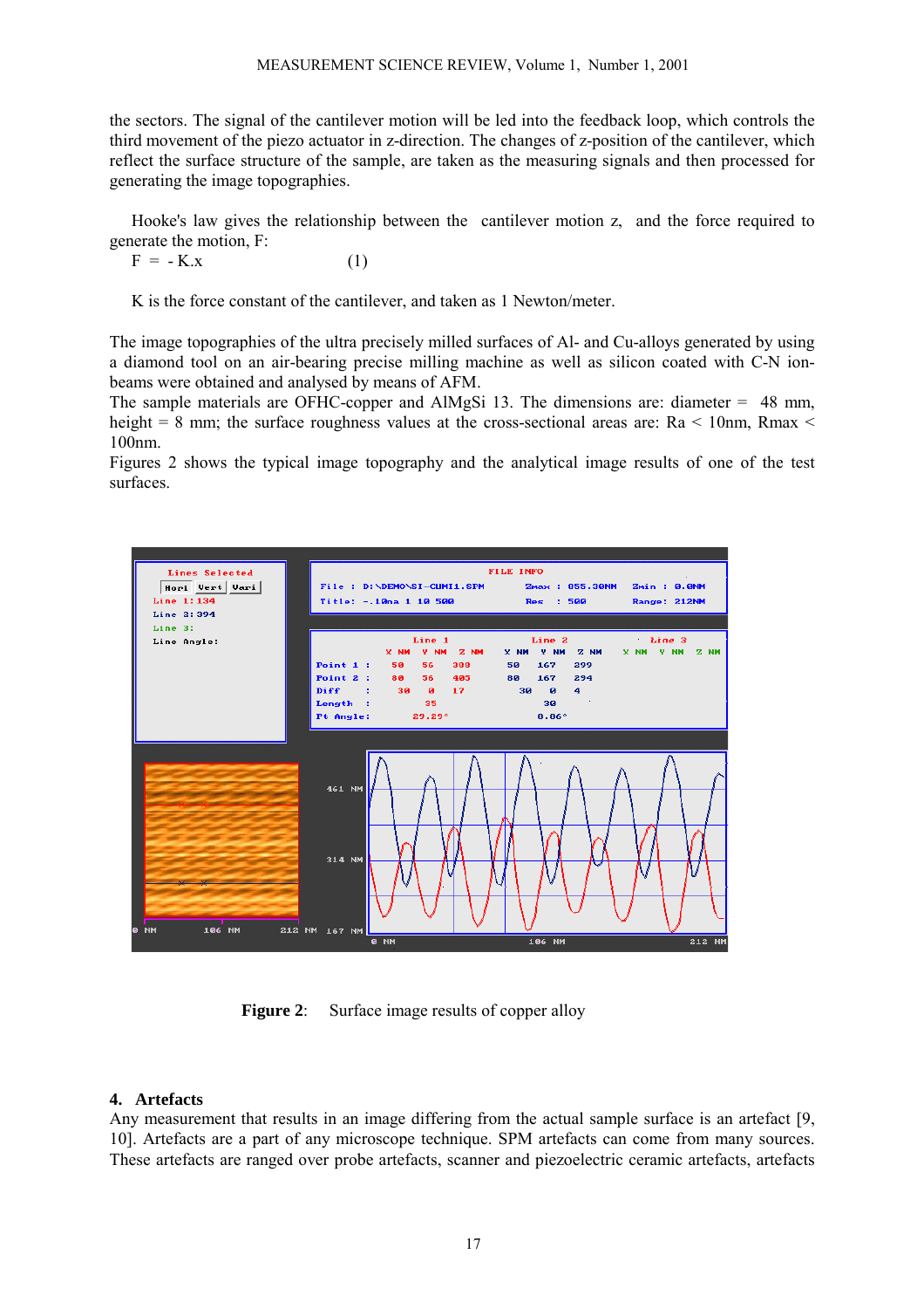the sectors. The signal of the cantilever motion will be led into the feedback loop, which controls the third movement of the piezo actuator in z-direction. The changes of z-position of the cantilever, which reflect the surface structure of the sample, are taken as the measuring signals and then processed for generating the image topographies.

Hooke's law gives the relationship between the cantilever motion z, and the force required to generate the motion, F:

$$F = - K.x \quad (1)$$

K is the force constant of the cantilever, and taken as 1 Newton/meter.

The image topographies of the ultra precisely milled surfaces of Al- and Cu-alloys generated by using a diamond tool on an air-bearing precise milling machine as well as silicon coated with C-N ion-beams were obtained and analysed by means of AFM.

The sample materials are OFHC-copper and AlMgSi 13. The dimensions are: diameter = 48 mm, height = 8 mm; the surface roughness values at the cross-sectional areas are: Ra < 10nm, Rmax < 100nm.

Figures 2 shows the typical image topography and the analytical image results of one of the test surfaces.

**Figure 2**: Surface image results of copper alloy

## 4. Artefacts

Any measurement that results in an image differing from the actual sample surface is an artefact [9, 10]. Artefacts are a part of any microscope technique. SPM artefacts can come from many sources. These artefacts are ranged over probe artefacts, scanner and piezoelectric ceramic artefacts, artefacts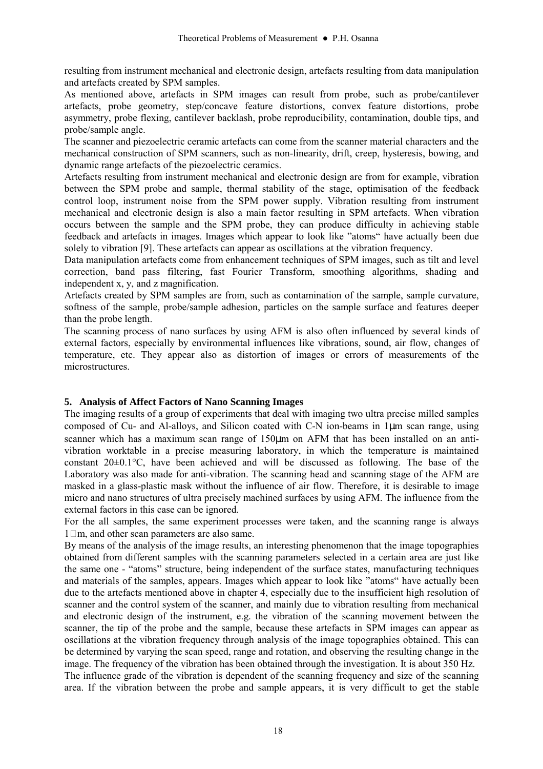resulting from instrument mechanical and electronic design, artefacts resulting from data manipulation and artefacts created by SPM samples.

As mentioned above, artefacts in SPM images can result from probe, such as probe/cantilever artefacts, probe geometry, step/concave feature distortions, convex feature distortions, probe asymmetry, probe flexing, cantilever backlash, probe reproducibility, contamination, double tips, and probe/sample angle.

The scanner and piezoelectric ceramic artefacts can come from the scanner material characters and the mechanical construction of SPM scanners, such as non-linearity, drift, creep, hysteresis, bowing, and dynamic range artefacts of the piezoelectric ceramics.

Artefacts resulting from instrument mechanical and electronic design are from for example, vibration between the SPM probe and sample, thermal stability of the stage, optimisation of the feedback control loop, instrument noise from the SPM power supply. Vibration resulting from instrument mechanical and electronic design is also a main factor resulting in SPM artefacts. When vibration occurs between the sample and the SPM probe, they can produce difficulty in achieving stable feedback and artefacts in images. Images which appear to look like "atoms" have actually been due solely to vibration [9]. These artefacts can appear as oscillations at the vibration frequency.

Data manipulation artefacts come from enhancement techniques of SPM images, such as tilt and level correction, band pass filtering, fast Fourier Transform, smoothing algorithms, shading and independent x, y, and z magnification.

Artefacts created by SPM samples are from, such as contamination of the sample, sample curvature, softness of the sample, probe/sample adhesion, particles on the sample surface and features deeper than the probe length.

The scanning process of nano surfaces by using AFM is also often influenced by several kinds of external factors, especially by environmental influences like vibrations, sound, air flow, changes of temperature, etc. They appear also as distortion of images or errors of measurements of the microstructures.

## 5. Analysis of Affect Factors of Nano Scanning Images

The imaging results of a group of experiments that deal with imaging two ultra precise milled samples composed of Cu- and Al-alloys, and Silicon coated with C-N ion-beams in 1μm scan range, using scanner which has a maximum scan range of 150μm on AFM that has been installed on an anti-vibration worktable in a precise measuring laboratory, in which the temperature is maintained constant 20±0.1°C, have been achieved and will be discussed as following. The base of the Laboratory was also made for anti-vibration. The scanning head and scanning stage of the AFM are masked in a glass-plastic mask without the influence of air flow. Therefore, it is desirable to image micro and nano structures of ultra precisely machined surfaces by using AFM. The influence from the external factors in this case can be ignored.

For the all samples, the same experiment processes were taken, and the scanning range is always 1 m, and other scan parameters are also same.

By means of the analysis of the image results, an interesting phenomenon that the image topographies obtained from different samples with the scanning parameters selected in a certain area are just like the same one - "atoms" structure, being independent of the surface states, manufacturing techniques and materials of the samples, appears. Images which appear to look like "atoms" have actually been due to the artefacts mentioned above in chapter 4, especially due to the insufficient high resolution of scanner and the control system of the scanner, and mainly due to vibration resulting from mechanical and electronic design of the instrument, e.g. the vibration of the scanning movement between the scanner, the tip of the probe and the sample, because these artefacts in SPM images can appear as oscillations at the vibration frequency through analysis of the image topographies obtained. This can be determined by varying the scan speed, range and rotation, and observing the resulting change in the image. The frequency of the vibration has been obtained through the investigation. It is about 350 Hz.

The influence grade of the vibration is dependent of the scanning frequency and size of the scanning area. If the vibration between the probe and sample appears, it is very difficult to get the stable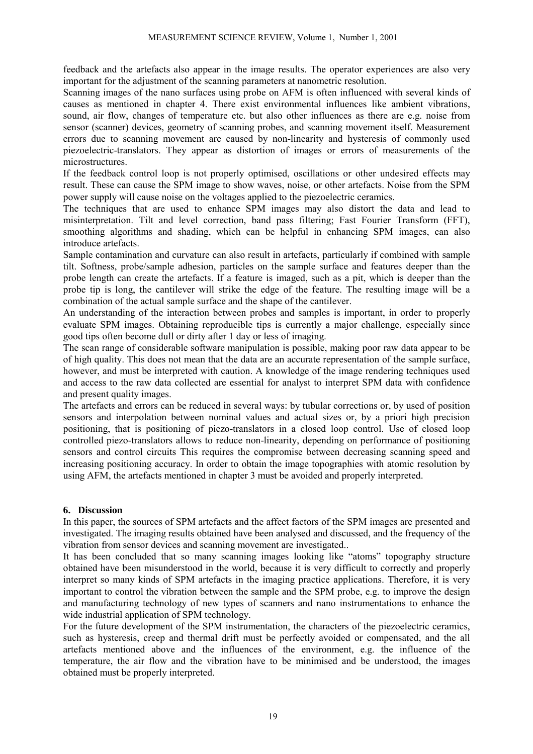feedback and the artefacts also appear in the image results. The operator experiences are also very important for the adjustment of the scanning parameters at nanometric resolution.

Scanning images of the nano surfaces using probe on AFM is often influenced with several kinds of causes as mentioned in chapter 4. There exist environmental influences like ambient vibrations, sound, air flow, changes of temperature etc. but also other influences as there are e.g. noise from sensor (scanner) devices, geometry of scanning probes, and scanning movement itself. Measurement errors due to scanning movement are caused by non-linearity and hysteresis of commonly used piezoelectric-translators. They appear as distortion of images or errors of measurements of the microstructures.

If the feedback control loop is not properly optimised, oscillations or other undesired effects may result. These can cause the SPM image to show waves, noise, or other artefacts. Noise from the SPM power supply will cause noise on the voltages applied to the piezoelectric ceramics.

The techniques that are used to enhance SPM images may also distort the data and lead to misinterpretation. Tilt and level correction, band pass filtering; Fast Fourier Transform (FFT), smoothing algorithms and shading, which can be helpful in enhancing SPM images, can also introduce artefacts.

Sample contamination and curvature can also result in artefacts, particularly if combined with sample tilt. Softness, probe/sample adhesion, particles on the sample surface and features deeper than the probe length can create the artefacts. If a feature is imaged, such as a pit, which is deeper than the probe tip is long, the cantilever will strike the edge of the feature. The resulting image will be a combination of the actual sample surface and the shape of the cantilever.

An understanding of the interaction between probes and samples is important, in order to properly evaluate SPM images. Obtaining reproducible tips is currently a major challenge, especially since good tips often become dull or dirty after 1 day or less of imaging.

The scan range of considerable software manipulation is possible, making poor raw data appear to be of high quality. This does not mean that the data are an accurate representation of the sample surface, however, and must be interpreted with caution. A knowledge of the image rendering techniques used and access to the raw data collected are essential for analyst to interpret SPM data with confidence and present quality images.

The artefacts and errors can be reduced in several ways: by tubular corrections or, by used of position sensors and interpolation between nominal values and actual sizes or, by a priori high precision positioning, that is positioning of piezo-translators in a closed loop control. Use of closed loop controlled piezo-translators allows to reduce non-linearity, depending on performance of positioning sensors and control circuits This requires the compromise between decreasing scanning speed and increasing positioning accuracy. In order to obtain the image topographies with atomic resolution by using AFM, the artefacts mentioned in chapter 3 must be avoided and properly interpreted.

## 6. Discussion

In this paper, the sources of SPM artefacts and the affect factors of the SPM images are presented and investigated. The imaging results obtained have been analysed and discussed, and the frequency of the vibration from sensor devices and scanning movement are investigated..

It has been concluded that so many scanning images looking like "atoms" topography structure obtained have been misunderstood in the world, because it is very difficult to correctly and properly interpret so many kinds of SPM artefacts in the imaging practice applications. Therefore, it is very important to control the vibration between the sample and the SPM probe, e.g. to improve the design and manufacturing technology of new types of scanners and nano instrumentations to enhance the wide industrial application of SPM technology.

For the future development of the SPM instrumentation, the characters of the piezoelectric ceramics, such as hysteresis, creep and thermal drift must be perfectly avoided or compensated, and the all artefacts mentioned above and the influences of the environment, e.g. the influence of the temperature, the air flow and the vibration have to be minimised and be understood, the images obtained must be properly interpreted.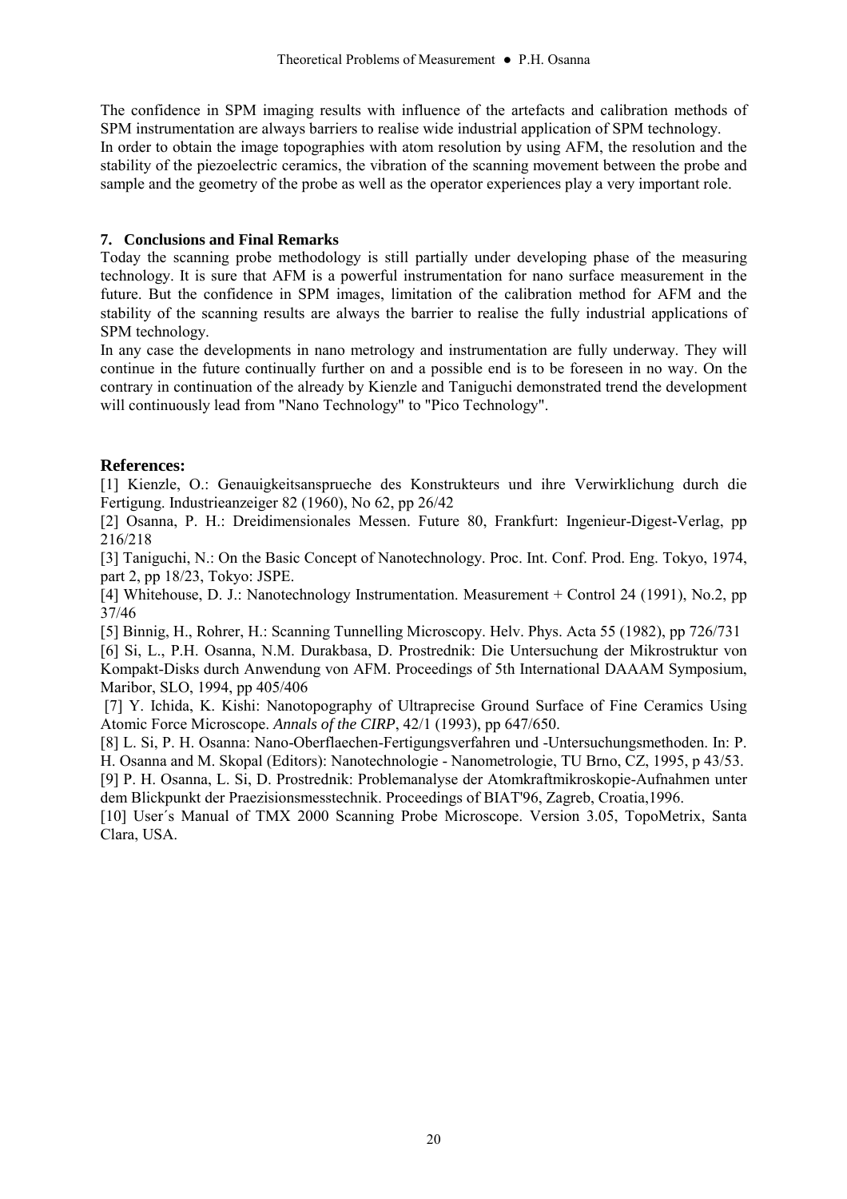The confidence in SPM imaging results with influence of the artefacts and calibration methods of SPM instrumentation are always barriers to realise wide industrial application of SPM technology.
In order to obtain the image topographies with atom resolution by using AFM, the resolution and the stability of the piezoelectric ceramics, the vibration of the scanning movement between the probe and sample and the geometry of the probe as well as the operator experiences play a very important role.

## 7. Conclusions and Final Remarks

Today the scanning probe methodology is still partially under developing phase of the measuring technology. It is sure that AFM is a powerful instrumentation for nano surface measurement in the future. But the confidence in SPM images, limitation of the calibration method for AFM and the stability of the scanning results are always the barrier to realise the fully industrial applications of SPM technology.
In any case the developments in nano metrology and instrumentation are fully underway. They will continue in the future continually further on and a possible end is to be foreseen in no way. On the contrary in continuation of the already by Kienzle and Taniguchi demonstrated trend the development will continuously lead from "Nano Technology" to "Pico Technology".

## References:

[1] Kienzle, O.: Genauigkeitsansprueche des Konstrukteurs und ihre Verwirklichung durch die Fertigung. Industrieanzeiger 82 (1960), No 62, pp 26/42

[2] Osanna, P. H.: Dreidimensionales Messen. Future 80, Frankfurt: Ingenieur-Digest-Verlag, pp 216/218

[3] Taniguchi, N.: On the Basic Concept of Nanotechnology. Proc. Int. Conf. Prod. Eng. Tokyo, 1974, part 2, pp 18/23, Tokyo: JSPE.

[4] Whitehouse, D. J.: Nanotechnology Instrumentation. Measurement + Control 24 (1991), No.2, pp 37/46

[5] Binnig, H., Rohrer, H.: Scanning Tunnelling Microscopy. Helv. Phys. Acta 55 (1982), pp 726/731

[6] Si, L., P.H. Osanna, N.M. Durakbasa, D. Prostrednik: Die Untersuchung der Mikrostruktur von Kompakt-Disks durch Anwendung von AFM. Proceedings of 5th International DAAAM Symposium, Maribor, SLO, 1994, pp 405/406

[7] Y. Ichida, K. Kishi: Nanotopography of Ultraprecise Ground Surface of Fine Ceramics Using Atomic Force Microscope. *Annals of the CIRP*, 42/1 (1993), pp 647/650.

[8] L. Si, P. H. Osanna: Nano-Oberflaechen-Fertigungsverfahren und -Untersuchungsmethoden. In: P. H. Osanna and M. Skopal (Editors): Nanotechnologie - Nanometrologie, TU Brno, CZ, 1995, p 43/53.

[9] P. H. Osanna, L. Si, D. Prostrednik: Problemanalyse der Atomkraftmikroskopie-Aufnahmen unter dem Blickpunkt der Praezisionsmesstechnik. Proceedings of BIAT'96, Zagreb, Croatia,1996.

[10] User´s Manual of TMX 2000 Scanning Probe Microscope. Version 3.05, TopoMetrix, Santa Clara, USA.